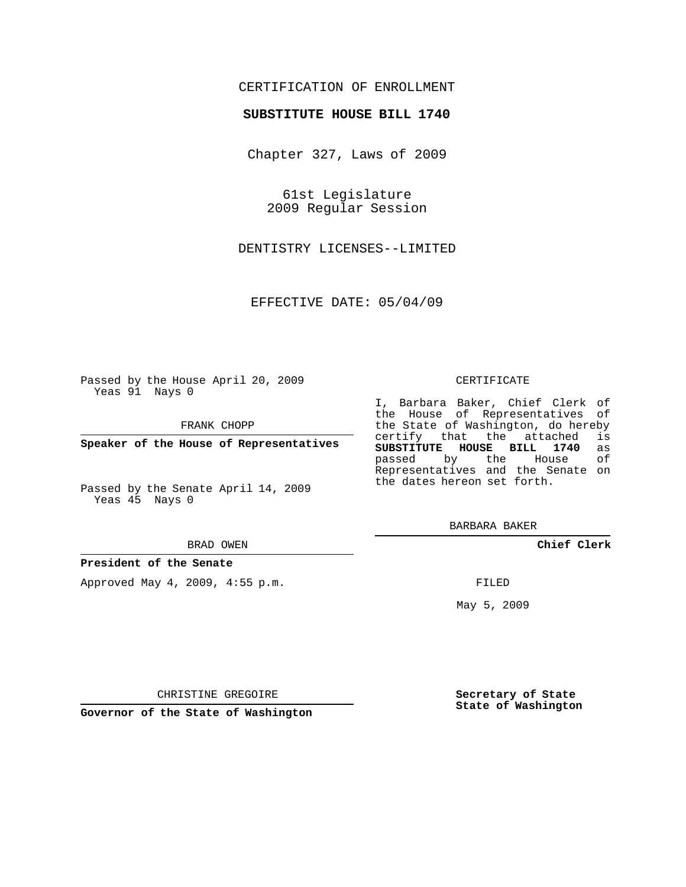CERTIFICATION OF ENROLLMENT

**SUBSTITUTE HOUSE BILL 1740**

Chapter 327, Laws of 2009

61st Legislature
2009 Regular Session

DENTISTRY LICENSES--LIMITED

EFFECTIVE DATE: 05/04/09

Passed by the House April 20, 2009
Yeas 91 Nays 0

FRANK CHOPP

**Speaker of the House of Representatives**

Passed by the Senate April 14, 2009
Yeas 45 Nays 0

BRAD OWEN

**President of the Senate**

Approved May 4, 2009, 4:55 p.m.

CHRISTINE GREGOIRE

**Governor of the State of Washington**

CERTIFICATE

I, Barbara Baker, Chief Clerk of the House of Representatives of the State of Washington, do hereby certify that the attached is **SUBSTITUTE HOUSE BILL 1740** as passed by the House of Representatives and the Senate on the dates hereon set forth.

BARBARA BAKER

**Chief Clerk**

FILED

May 5, 2009

**Secretary of State**
**State of Washington**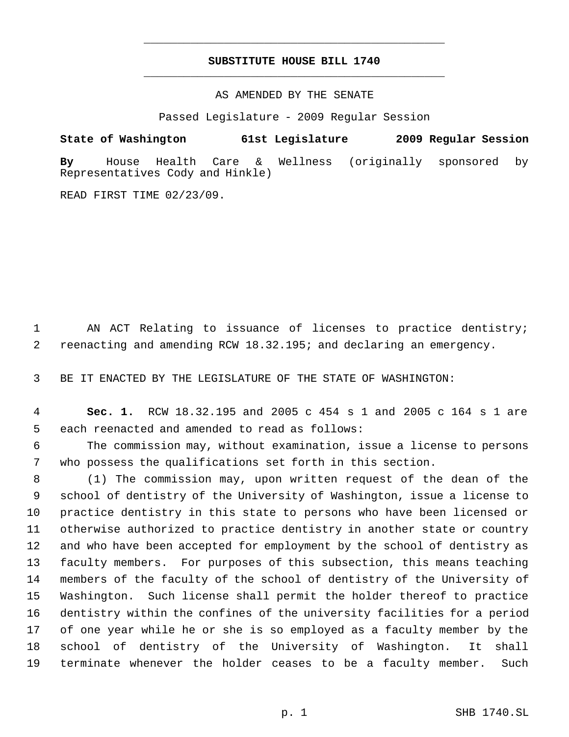SUBSTITUTE HOUSE BILL 1740

AS AMENDED BY THE SENATE

Passed Legislature - 2009 Regular Session

**State of Washington 61st Legislature 2009 Regular Session**

**By** House Health Care & Wellness (originally sponsored by Representatives Cody and Hinkle)

READ FIRST TIME 02/23/09.

AN ACT Relating to issuance of licenses to practice dentistry; reenacting and amending RCW 18.32.195; and declaring an emergency.

BE IT ENACTED BY THE LEGISLATURE OF THE STATE OF WASHINGTON:

**Sec. 1.** RCW 18.32.195 and 2005 c 454 s 1 and 2005 c 164 s 1 are each reenacted and amended to read as follows:

The commission may, without examination, issue a license to persons who possess the qualifications set forth in this section.

(1) The commission may, upon written request of the dean of the school of dentistry of the University of Washington, issue a license to practice dentistry in this state to persons who have been licensed or otherwise authorized to practice dentistry in another state or country and who have been accepted for employment by the school of dentistry as faculty members. For purposes of this subsection, this means teaching members of the faculty of the school of dentistry of the University of Washington. Such license shall permit the holder thereof to practice dentistry within the confines of the university facilities for a period of one year while he or she is so employed as a faculty member by the school of dentistry of the University of Washington. It shall terminate whenever the holder ceases to be a faculty member. Such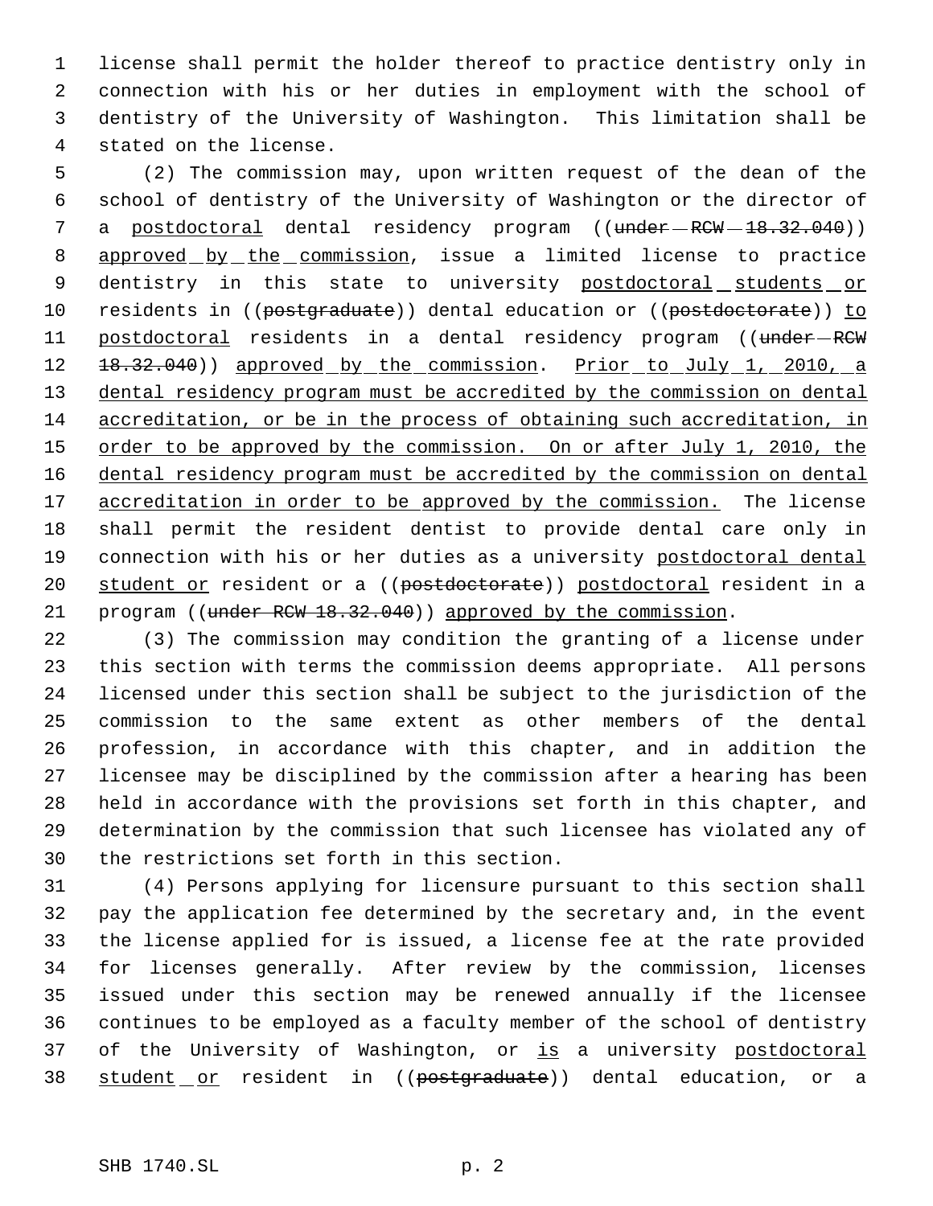license shall permit the holder thereof to practice dentistry only in connection with his or her duties in employment with the school of dentistry of the University of Washington. This limitation shall be stated on the license.

(2) The commission may, upon written request of the dean of the school of dentistry of the University of Washington or the director of a postdoctoral dental residency program ((~~under RCW 18.32.040~~)) approved by the commission, issue a limited license to practice dentistry in this state to university postdoctoral students or residents in ((~~postgraduate~~)) dental education or ((~~postdoctorate~~)) to postdoctoral residents in a dental residency program ((~~under RCW 18.32.040~~)) approved by the commission. Prior to July 1, 2010, a dental residency program must be accredited by the commission on dental accreditation, or be in the process of obtaining such accreditation, in order to be approved by the commission. On or after July 1, 2010, the dental residency program must be accredited by the commission on dental accreditation in order to be approved by the commission. The license shall permit the resident dentist to provide dental care only in connection with his or her duties as a university postdoctoral dental student or resident or a ((~~postdoctorate~~)) postdoctoral resident in a program ((~~under RCW 18.32.040~~)) approved by the commission.

(3) The commission may condition the granting of a license under this section with terms the commission deems appropriate. All persons licensed under this section shall be subject to the jurisdiction of the commission to the same extent as other members of the dental profession, in accordance with this chapter, and in addition the licensee may be disciplined by the commission after a hearing has been held in accordance with the provisions set forth in this chapter, and determination by the commission that such licensee has violated any of the restrictions set forth in this section.

(4) Persons applying for licensure pursuant to this section shall pay the application fee determined by the secretary and, in the event the license applied for is issued, a license fee at the rate provided for licenses generally. After review by the commission, licenses issued under this section may be renewed annually if the licensee continues to be employed as a faculty member of the school of dentistry of the University of Washington, or is a university postdoctoral student or resident in ((~~postgraduate~~)) dental education, or a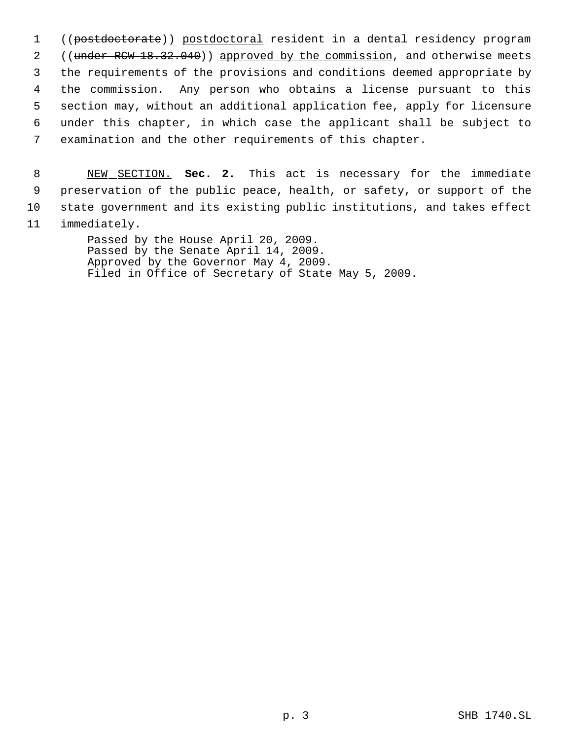((~~postdoctorate~~)) postdoctoral resident in a dental residency program ((~~under RCW 18.32.040~~)) approved by the commission, and otherwise meets the requirements of the provisions and conditions deemed appropriate by the commission. Any person who obtains a license pursuant to this section may, without an additional application fee, apply for licensure under this chapter, in which case the applicant shall be subject to examination and the other requirements of this chapter.

NEW SECTION. **Sec. 2.** This act is necessary for the immediate preservation of the public peace, health, or safety, or support of the state government and its existing public institutions, and takes effect immediately.

Passed by the House April 20, 2009.
Passed by the Senate April 14, 2009.
Approved by the Governor May 4, 2009.
Filed in Office of Secretary of State May 5, 2009.